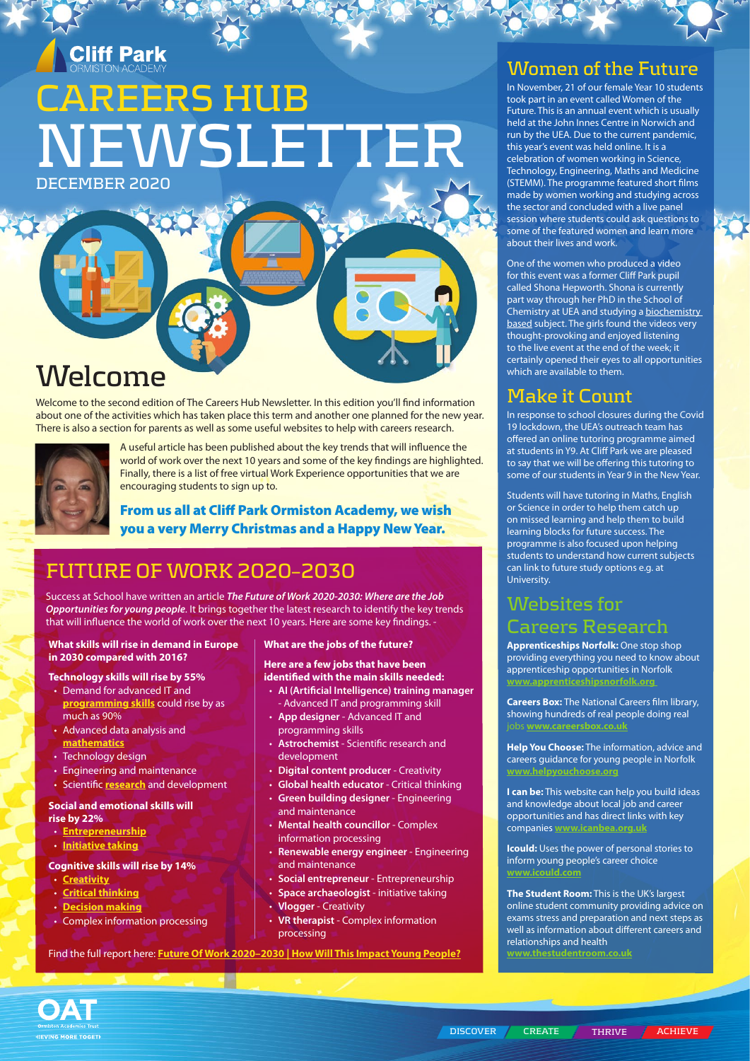# Cliff Park
ORMISTON ACADEMY

# CAREERS HUB NEWSLETTER

DECEMBER 2020

## Welcome

Welcome to the second edition of The Careers Hub Newsletter. In this edition you'll find information about one of the activities which has taken place this term and another one planned for the new year. There is also a section for parents as well as some useful websites to help with careers research.

A useful article has been published about the key trends that will influence the world of work over the next 10 years and some of the key findings are highlighted. Finally, there is a list of free virtual Work Experience opportunities that we are encouraging students to sign up to.

**From us all at Cliff Park Ormiston Academy, we wish you a very Merry Christmas and a Happy New Year.**

## FUTURE OF WORK 2020–2030

Success at School have written an article ***The Future of Work 2020-2030: Where are the Job Opportunities for young people***. It brings together the latest research to identify the key trends that will influence the world of work over the next 10 years. Here are some key findings. -

**What skills will rise in demand in Europe in 2030 compared with 2016?**

**Technology skills will rise by 55%**
- Demand for advanced IT and **programming skills** could rise by as much as 90%
- Advanced data analysis and **mathematics**
- Technology design
- Engineering and maintenance
- Scientific **research** and development

**Social and emotional skills will rise by 22%**
- **Entrepreneurship**
- **Initiative taking**

**Cognitive skills will rise by 14%**
- **Creativity**
- **Critical thinking**
- **Decision making**
- Complex information processing

**What are the jobs of the future?**

**Here are a few jobs that have been identified with the main skills needed:**
- **AI (Artificial Intelligence) training manager** - Advanced IT and programming skill
- **App designer** - Advanced IT and programming skills
- **Astrochemist** - Scientific research and development
- **Digital content producer** - Creativity
- **Global health educator** - Critical thinking
- **Green building designer** - Engineering and maintenance
- **Mental health councillor** - Complex information processing
- **Renewable energy engineer** - Engineering and maintenance
- **Social entrepreneur** - Entrepreneurship
- **Space archaeologist** - initiative taking
- **Vlogger** - Creativity
- **VR therapist** - Complex information processing

Find the full report here: **Future Of Work 2020–2030 | How Will This Impact Young People?**

## Women of the Future

In November, 21 of our female Year 10 students took part in an event called Women of the Future. This is an annual event which is usually held at the John Innes Centre in Norwich and run by the UEA. Due to the current pandemic, this year's event was held online. It is a celebration of women working in Science, Technology, Engineering, Maths and Medicine (STEMM). The programme featured short films made by women working and studying across the sector and concluded with a live panel session where students could ask questions to some of the featured women and learn more about their lives and work.

One of the women who produced a video for this event was a former Cliff Park pupil called Shona Hepworth. Shona is currently part way through her PhD in the School of Chemistry at UEA and studying a biochemistry based subject. The girls found the videos very thought-provoking and enjoyed listening to the live event at the end of the week; it certainly opened their eyes to all opportunities which are available to them.

## Make it Count

In response to school closures during the Covid 19 lockdown, the UEA's outreach team has offered an online tutoring programme aimed at students in Y9. At Cliff Park we are pleased to say that we will be offering this tutoring to some of our students in Year 9 in the New Year.

Students will have tutoring in Maths, English or Science in order to help them catch up on missed learning and help them to build learning blocks for future success. The programme is also focused upon helping students to understand how current subjects can link to future study options e.g. at University.

## Websites for Careers Research

**Apprenticeships Norfolk:** One stop shop providing everything you need to know about apprenticeship opportunities in Norfolk **www.apprenticeshipsnorfolk.org**

**Careers Box:** The National Careers film library, showing hundreds of real people doing real jobs **www.careersbox.co.uk**

**Help You Choose:** The information, advice and careers guidance for young people in Norfolk **www.helpyouchoose.org**

**I can be:** This website can help you build ideas and knowledge about local job and career opportunities and has direct links with key companies **www.icanbea.org.uk**

**Icould:** Uses the power of personal stories to inform young people's career choice **www.icould.com**

**The Student Room:** This is the UK's largest online student community providing advice on exams stress and preparation and next steps as well as information about different careers and relationships and health **www.thestudentroom.co.uk**

OAT Ormiston Academies Trust — ACHIEVING MORE TOGETHER

DISCOVER | CREATE | THRIVE | ACHIEVE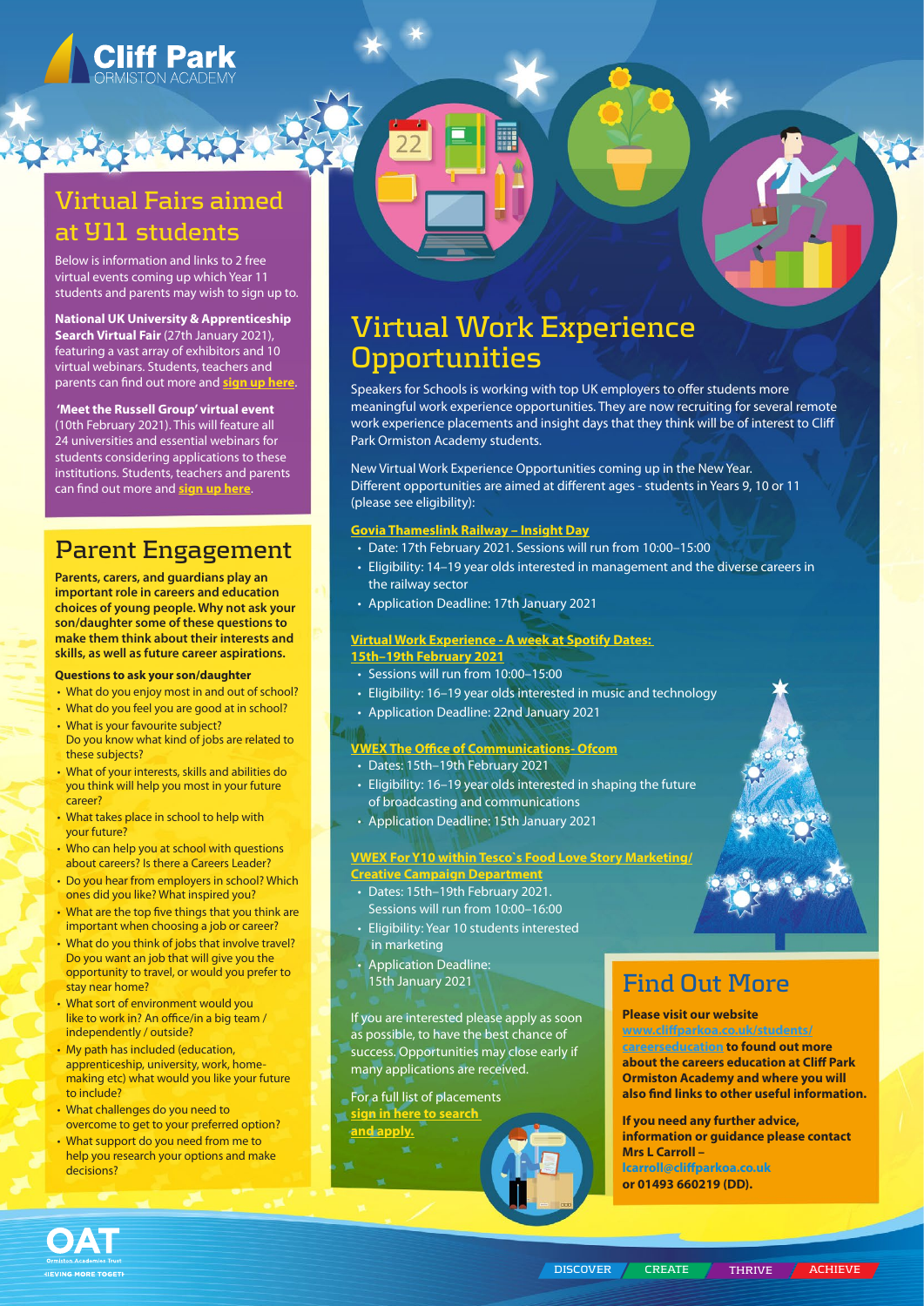# Virtual Fairs aimed at Y11 students

Below is information and links to 2 free virtual events coming up which Year 11 students and parents may wish to sign up to.

**National UK University & Apprenticeship Search Virtual Fair** (27th January 2021), featuring a vast array of exhibitors and 10 virtual webinars. Students, teachers and parents can find out more and **sign up here**.

**'Meet the Russell Group' virtual event** (10th February 2021). This will feature all 24 universities and essential webinars for students considering applications to these institutions. Students, teachers and parents can find out more and **sign up here**.

# Parent Engagement

**Parents, carers, and guardians play an important role in careers and education choices of young people. Why not ask your son/daughter some of these questions to make them think about their interests and skills, as well as future career aspirations.**

**Questions to ask your son/daughter**

- What do you enjoy most in and out of school?
- What do you feel you are good at in school?
- What is your favourite subject? Do you know what kind of jobs are related to these subjects?
- What of your interests, skills and abilities do you think will help you most in your future career?
- What takes place in school to help with your future?
- Who can help you at school with questions about careers? Is there a Careers Leader?
- Do you hear from employers in school? Which ones did you like? What inspired you?
- What are the top five things that you think are important when choosing a job or career?
- What do you think of jobs that involve travel? Do you want an job that will give you the opportunity to travel, or would you prefer to stay near home?
- What sort of environment would you like to work in? An office/in a big team / independently / outside?
- My path has included (education, apprenticeship, university, work, home-making etc) what would you like your future to include?
- What challenges do you need to overcome to get to your preferred option?
- What support do you need from me to help you research your options and make decisions?

# Virtual Work Experience Opportunities

Speakers for Schools is working with top UK employers to offer students more meaningful work experience opportunities. They are now recruiting for several remote work experience placements and insight days that they think will be of interest to Cliff Park Ormiston Academy students.

New Virtual Work Experience Opportunities coming up in the New Year. Different opportunities are aimed at different ages - students in Years 9, 10 or 11 (please see eligibility):

**Govia Thameslink Railway – Insight Day**

- Date: 17th February 2021. Sessions will run from 10:00–15:00
- Eligibility: 14–19 year olds interested in management and the diverse careers in the railway sector
- Application Deadline: 17th January 2021

**Virtual Work Experience - A week at Spotify Dates: 15th–19th February 2021**

- Sessions will run from 10:00–15:00
- Eligibility: 16–19 year olds interested in music and technology
- Application Deadline: 22nd January 2021

**VWEX The Office of Communications- Ofcom**

- Dates: 15th–19th February 2021
- Eligibility: 16–19 year olds interested in shaping the future of broadcasting and communications
- Application Deadline: 15th January 2021

**VWEX For Y10 within Tesco`s Food Love Story Marketing/ Creative Campaign Department**

- Dates: 15th–19th February 2021. Sessions will run from 10:00–16:00
- Eligibility: Year 10 students interested in marketing
- Application Deadline: 15th January 2021

If you are interested please apply as soon as possible, to have the best chance of success. Opportunities may close early if many applications are received.

For a full list of placements **sign in here to search and apply.**

# Find Out More

**Please visit our website www.cliffparkoa.co.uk/students/careerseducation to found out more about the careers education at Cliff Park Ormiston Academy and where you will also find links to other useful information.**

**If you need any further advice, information or guidance please contact Mrs L Carroll – lcarroll@cliffparkoa.co.uk or 01493 660219 (DD).**

DISCOVER CREATE THRIVE ACHIEVE